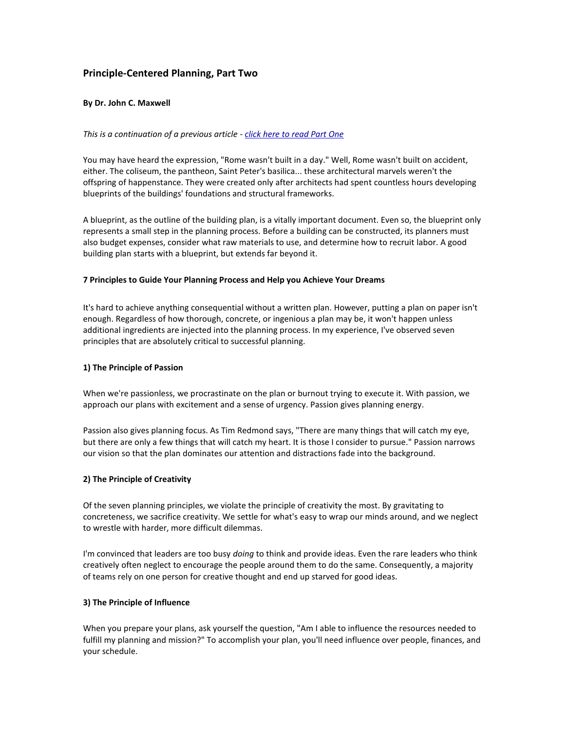# Principle-Centered Planning, Part Two

**By Dr. John C. Maxwell**

*This is a continuation of a previous article - [click here to read Part One]()*

You may have heard the expression, "Rome wasn't built in a day." Well, Rome wasn't built on accident, either. The coliseum, the pantheon, Saint Peter's basilica... these architectural marvels weren't the offspring of happenstance. They were created only after architects had spent countless hours developing blueprints of the buildings' foundations and structural frameworks.

A blueprint, as the outline of the building plan, is a vitally important document. Even so, the blueprint only represents a small step in the planning process. Before a building can be constructed, its planners must also budget expenses, consider what raw materials to use, and determine how to recruit labor. A good building plan starts with a blueprint, but extends far beyond it.

## 7 Principles to Guide Your Planning Process and Help you Achieve Your Dreams

It's hard to achieve anything consequential without a written plan. However, putting a plan on paper isn't enough. Regardless of how thorough, concrete, or ingenious a plan may be, it won't happen unless additional ingredients are injected into the planning process. In my experience, I've observed seven principles that are absolutely critical to successful planning.

### 1) The Principle of Passion

When we're passionless, we procrastinate on the plan or burnout trying to execute it. With passion, we approach our plans with excitement and a sense of urgency. Passion gives planning energy.

Passion also gives planning focus. As Tim Redmond says, "There are many things that will catch my eye, but there are only a few things that will catch my heart. It is those I consider to pursue." Passion narrows our vision so that the plan dominates our attention and distractions fade into the background.

### 2) The Principle of Creativity

Of the seven planning principles, we violate the principle of creativity the most. By gravitating to concreteness, we sacrifice creativity. We settle for what's easy to wrap our minds around, and we neglect to wrestle with harder, more difficult dilemmas.

I'm convinced that leaders are too busy *doing* to think and provide ideas. Even the rare leaders who think creatively often neglect to encourage the people around them to do the same. Consequently, a majority of teams rely on one person for creative thought and end up starved for good ideas.

### 3) The Principle of Influence

When you prepare your plans, ask yourself the question, "Am I able to influence the resources needed to fulfill my planning and mission?" To accomplish your plan, you'll need influence over people, finances, and your schedule.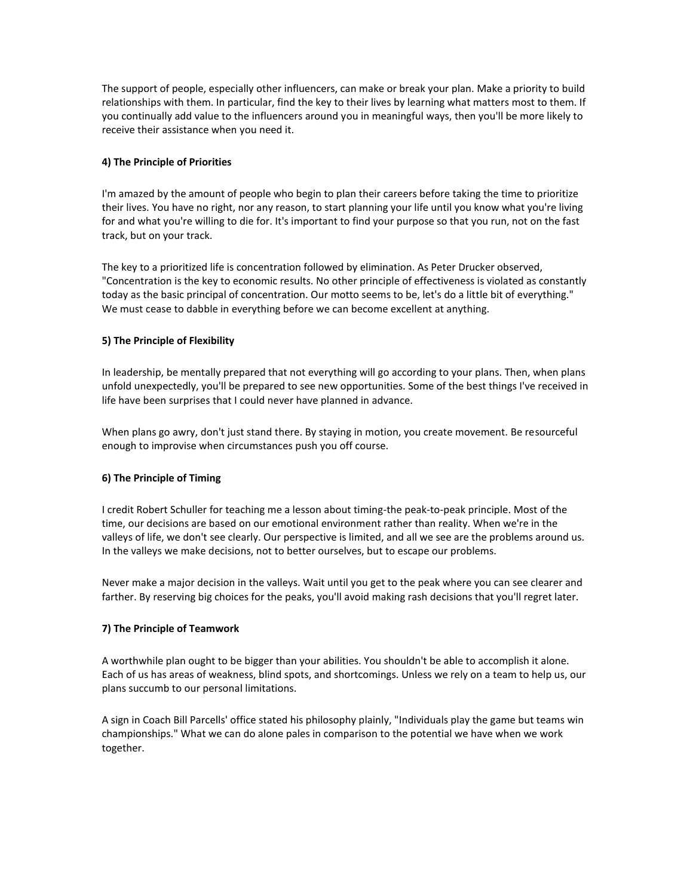The support of people, especially other influencers, can make or break your plan. Make a priority to build relationships with them. In particular, find the key to their lives by learning what matters most to them. If you continually add value to the influencers around you in meaningful ways, then you'll be more likely to receive their assistance when you need it.

**4) The Principle of Priorities**

I'm amazed by the amount of people who begin to plan their careers before taking the time to prioritize their lives. You have no right, nor any reason, to start planning your life until you know what you're living for and what you're willing to die for. It's important to find your purpose so that you run, not on the fast track, but on your track.

The key to a prioritized life is concentration followed by elimination. As Peter Drucker observed, "Concentration is the key to economic results. No other principle of effectiveness is violated as constantly today as the basic principal of concentration. Our motto seems to be, let's do a little bit of everything." We must cease to dabble in everything before we can become excellent at anything.

**5) The Principle of Flexibility**

In leadership, be mentally prepared that not everything will go according to your plans. Then, when plans unfold unexpectedly, you'll be prepared to see new opportunities. Some of the best things I've received in life have been surprises that I could never have planned in advance.

When plans go awry, don't just stand there. By staying in motion, you create movement. Be resourceful enough to improvise when circumstances push you off course.

**6) The Principle of Timing**

I credit Robert Schuller for teaching me a lesson about timing-the peak-to-peak principle. Most of the time, our decisions are based on our emotional environment rather than reality. When we're in the valleys of life, we don't see clearly. Our perspective is limited, and all we see are the problems around us. In the valleys we make decisions, not to better ourselves, but to escape our problems.

Never make a major decision in the valleys. Wait until you get to the peak where you can see clearer and farther. By reserving big choices for the peaks, you'll avoid making rash decisions that you'll regret later.

**7) The Principle of Teamwork**

A worthwhile plan ought to be bigger than your abilities. You shouldn't be able to accomplish it alone. Each of us has areas of weakness, blind spots, and shortcomings. Unless we rely on a team to help us, our plans succumb to our personal limitations.

A sign in Coach Bill Parcells' office stated his philosophy plainly, "Individuals play the game but teams win championships." What we can do alone pales in comparison to the potential we have when we work together.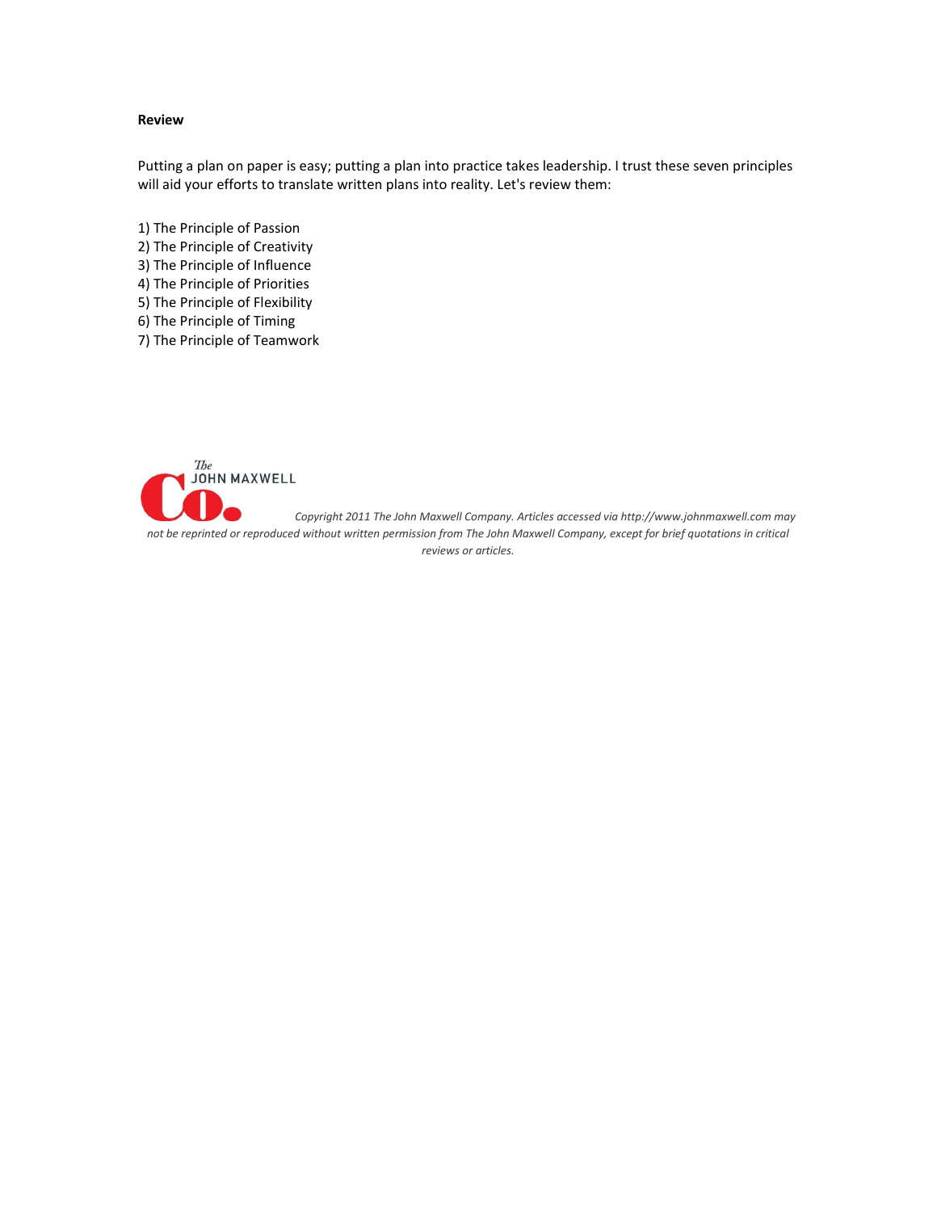**Review**

Putting a plan on paper is easy; putting a plan into practice takes leadership. I trust these seven principles will aid your efforts to translate written plans into reality. Let's review them:

1) The Principle of Passion
2) The Principle of Creativity
3) The Principle of Influence
4) The Principle of Priorities
5) The Principle of Flexibility
6) The Principle of Timing
7) The Principle of Teamwork

The JOHN MAXWELL Co.

*Copyright 2011 The John Maxwell Company. Articles accessed via http://www.johnmaxwell.com may not be reprinted or reproduced without written permission from The John Maxwell Company, except for brief quotations in critical reviews or articles.*